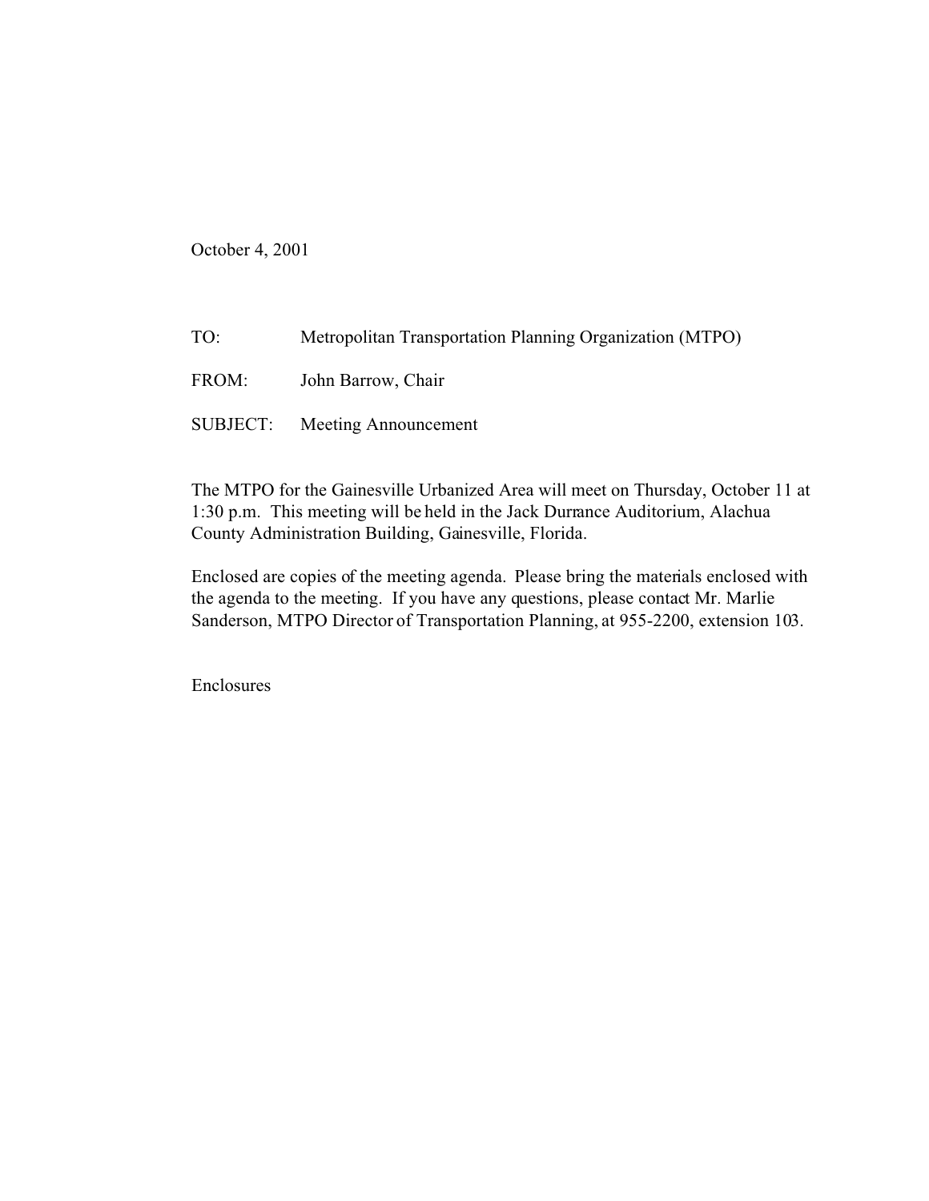October 4, 2001

TO: Metropolitan Transportation Planning Organization (MTPO)

FROM: John Barrow, Chair

SUBJECT: Meeting Announcement

The MTPO for the Gainesville Urbanized Area will meet on Thursday, October 11 at 1:30 p.m. This meeting will be held in the Jack Durrance Auditorium, Alachua County Administration Building, Gainesville, Florida.

Enclosed are copies of the meeting agenda. Please bring the materials enclosed with the agenda to the meeting. If you have any questions, please contact Mr. Marlie Sanderson, MTPO Director of Transportation Planning, at 955-2200, extension 103.

Enclosures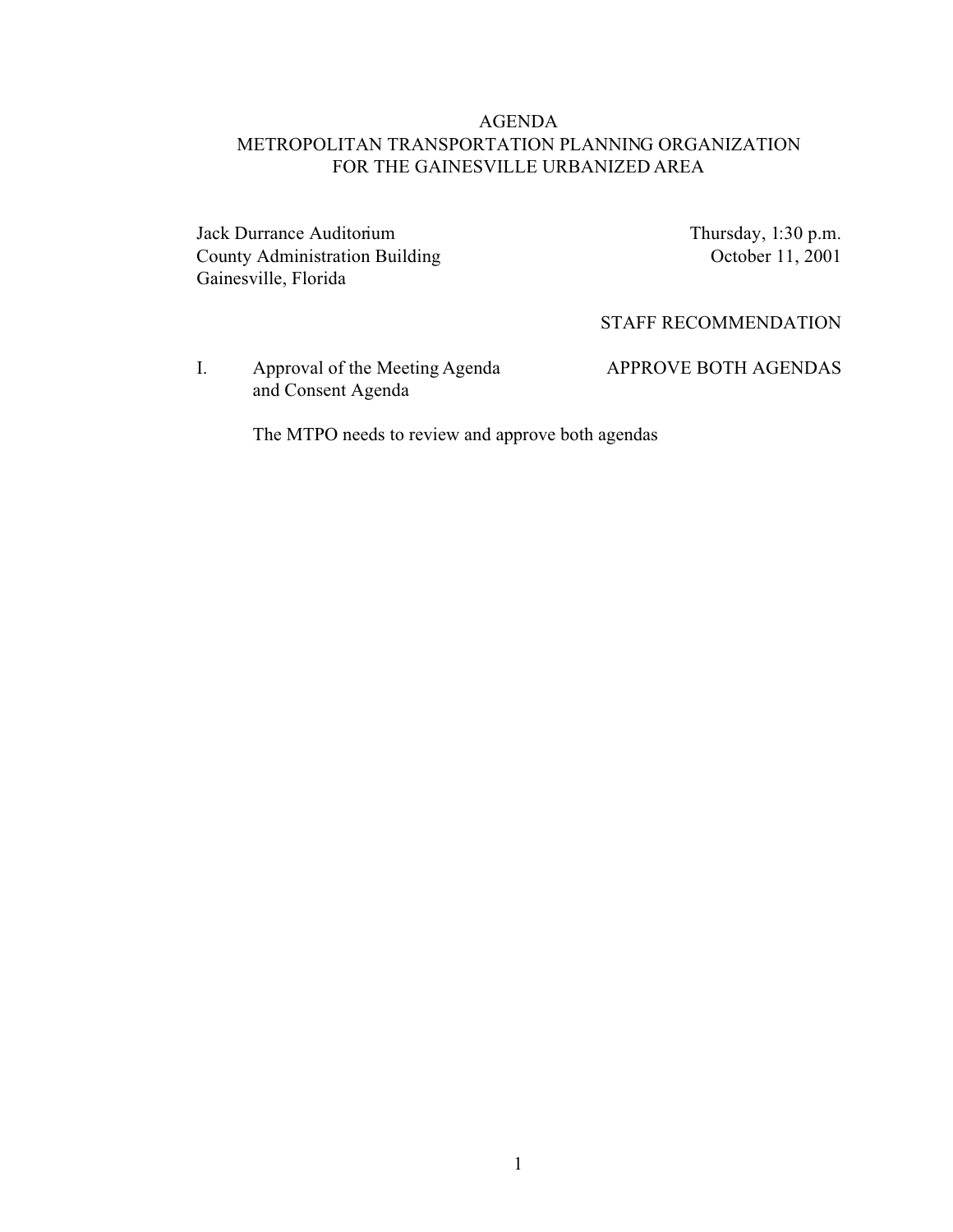# AGENDA
## METROPOLITAN TRANSPORTATION PLANNING ORGANIZATION FOR THE GAINESVILLE URBANIZED AREA

Jack Durrance Auditorium
County Administration Building
Gainesville, Florida

Thursday, 1:30 p.m.
October 11, 2001

| | | STAFF RECOMMENDATION |
|---|---|---|
| I. | Approval of the Meeting Agenda and Consent Agenda | APPROVE BOTH AGENDAS |

The MTPO needs to review and approve both agendas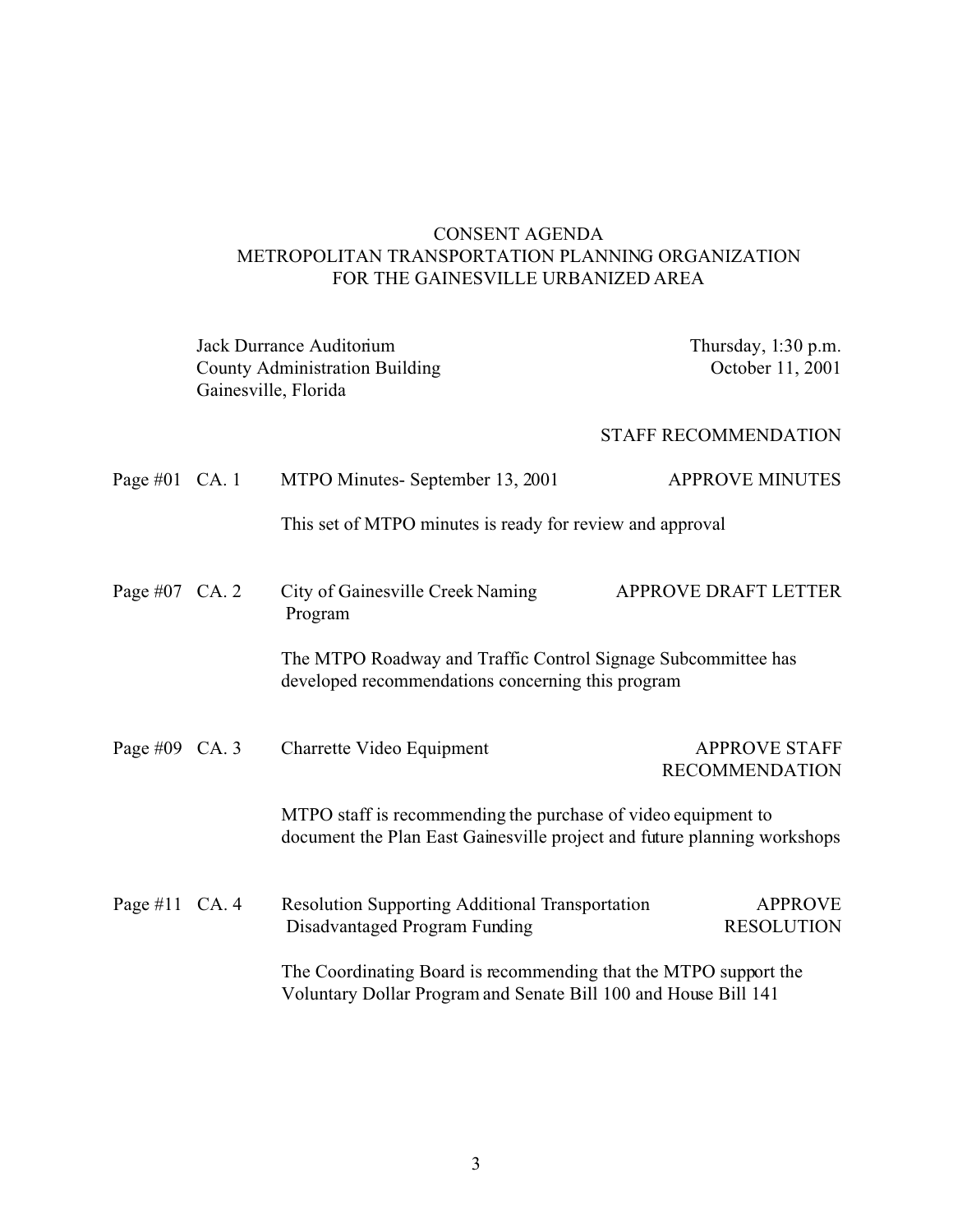# CONSENT AGENDA
## METROPOLITAN TRANSPORTATION PLANNING ORGANIZATION
## FOR THE GAINESVILLE URBANIZED AREA

Jack Durrance Auditorium
County Administration Building
Gainesville, Florida

Thursday, 1:30 p.m.
October 11, 2001

| Page | Item | Description | STAFF RECOMMENDATION |
|---|---|---|---|
| Page #01 | CA. 1 | MTPO Minutes- September 13, 2001 | APPROVE MINUTES |
| | | This set of MTPO minutes is ready for review and approval | |
| Page #07 | CA. 2 | City of Gainesville Creek Naming Program | APPROVE DRAFT LETTER |
| | | The MTPO Roadway and Traffic Control Signage Subcommittee has developed recommendations concerning this program | |
| Page #09 | CA. 3 | Charrette Video Equipment | APPROVE STAFF RECOMMENDATION |
| | | MTPO staff is recommending the purchase of video equipment to document the Plan East Gainesville project and future planning workshops | |
| Page #11 | CA. 4 | Resolution Supporting Additional Transportation Disadvantaged Program Funding | APPROVE RESOLUTION |
| | | The Coordinating Board is recommending that the MTPO support the Voluntary Dollar Program and Senate Bill 100 and House Bill 141 | |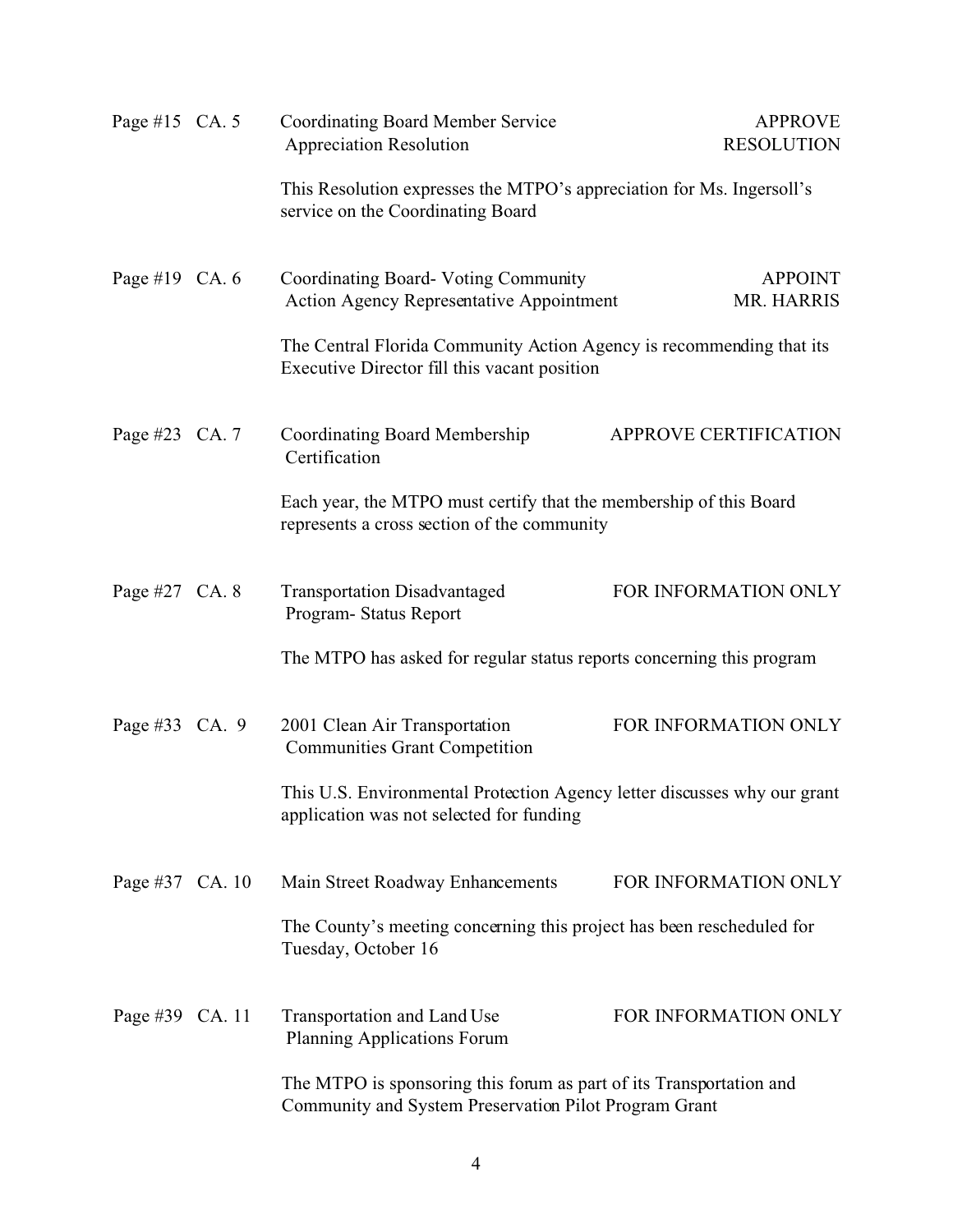Page #15 CA. 5 Coordinating Board Member Service Appreciation Resolution — APPROVE RESOLUTION

This Resolution expresses the MTPO's appreciation for Ms. Ingersoll's service on the Coordinating Board

Page #19 CA. 6 Coordinating Board- Voting Community Action Agency Representative Appointment — APPOINT MR. HARRIS

The Central Florida Community Action Agency is recommending that its Executive Director fill this vacant position

Page #23 CA. 7 Coordinating Board Membership Certification — APPROVE CERTIFICATION

Each year, the MTPO must certify that the membership of this Board represents a cross section of the community

Page #27 CA. 8 Transportation Disadvantaged Program- Status Report — FOR INFORMATION ONLY

The MTPO has asked for regular status reports concerning this program

Page #33 CA. 9 2001 Clean Air Transportation Communities Grant Competition — FOR INFORMATION ONLY

This U.S. Environmental Protection Agency letter discusses why our grant application was not selected for funding

Page #37 CA. 10 Main Street Roadway Enhancements — FOR INFORMATION ONLY

The County's meeting concerning this project has been rescheduled for Tuesday, October 16

Page #39 CA. 11 Transportation and Land Use Planning Applications Forum — FOR INFORMATION ONLY

The MTPO is sponsoring this forum as part of its Transportation and Community and System Preservation Pilot Program Grant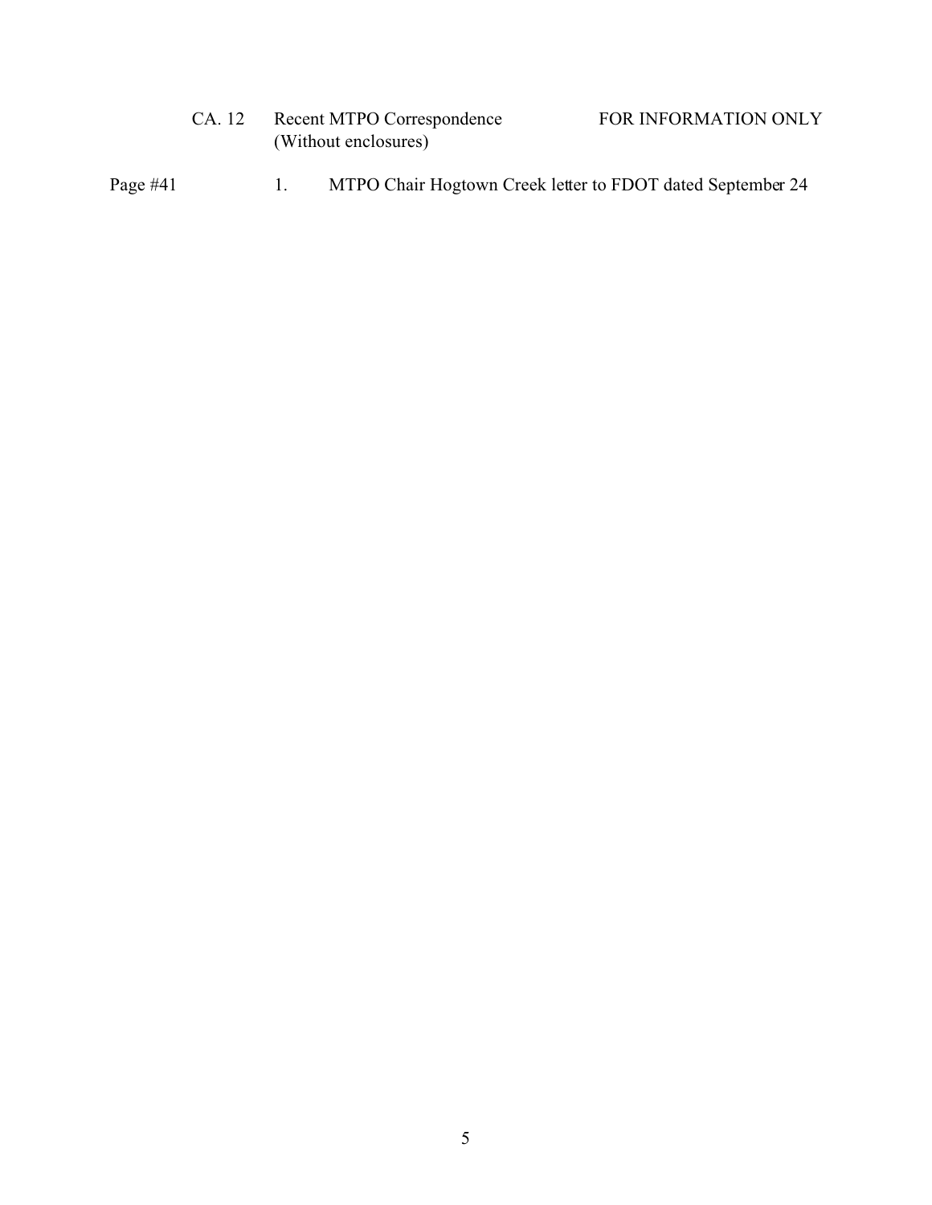CA. 12 Recent MTPO Correspondence (Without enclosures) FOR INFORMATION ONLY

Page #41 1. MTPO Chair Hogtown Creek letter to FDOT dated September 24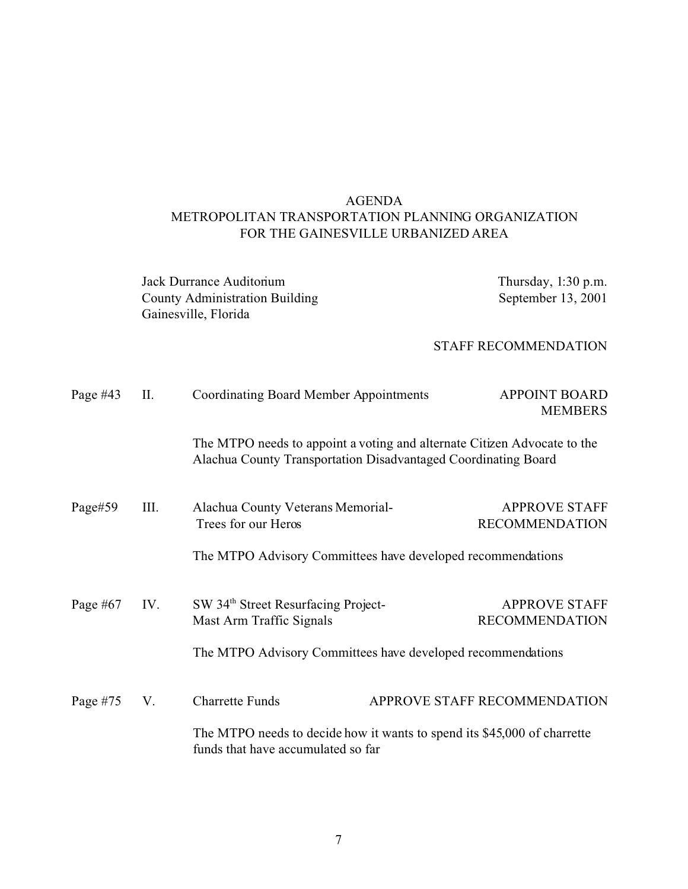# AGENDA
## METROPOLITAN TRANSPORTATION PLANNING ORGANIZATION FOR THE GAINESVILLE URBANIZED AREA

Jack Durrance Auditorium
County Administration Building
Gainesville, Florida

Thursday, 1:30 p.m.
September 13, 2001

STAFF RECOMMENDATION

Page #43 II. Coordinating Board Member Appointments — APPOINT BOARD MEMBERS

The MTPO needs to appoint a voting and alternate Citizen Advocate to the Alachua County Transportation Disadvantaged Coordinating Board

Page#59 III. Alachua County Veterans Memorial- Trees for our Heros — APPROVE STAFF RECOMMENDATION

The MTPO Advisory Committees have developed recommendations

Page #67 IV. SW 34th Street Resurfacing Project- Mast Arm Traffic Signals — APPROVE STAFF RECOMMENDATION

The MTPO Advisory Committees have developed recommendations

Page #75 V. Charrette Funds — APPROVE STAFF RECOMMENDATION

The MTPO needs to decide how it wants to spend its $45,000 of charrette funds that have accumulated so far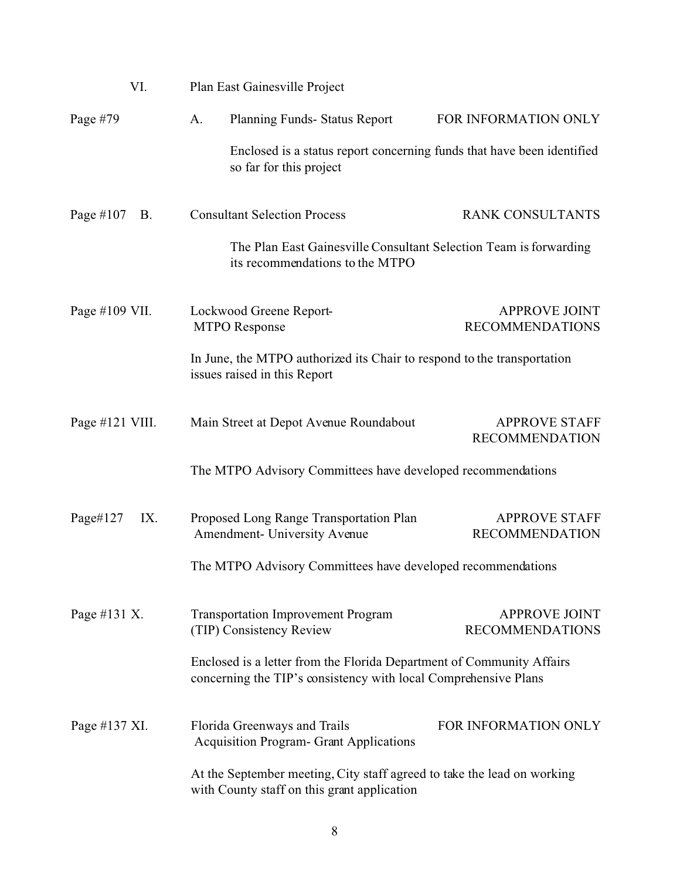VI. Plan East Gainesville Project

Page #79 A. Planning Funds- Status Report — FOR INFORMATION ONLY

Enclosed is a status report concerning funds that have been identified so far for this project

Page #107 B. Consultant Selection Process — RANK CONSULTANTS

The Plan East Gainesville Consultant Selection Team is forwarding its recommendations to the MTPO

Page #109 VII. Lockwood Greene Report- MTPO Response — APPROVE JOINT RECOMMENDATIONS

In June, the MTPO authorized its Chair to respond to the transportation issues raised in this Report

Page #121 VIII. Main Street at Depot Avenue Roundabout — APPROVE STAFF RECOMMENDATION

The MTPO Advisory Committees have developed recommendations

Page#127 IX. Proposed Long Range Transportation Plan Amendment- University Avenue — APPROVE STAFF RECOMMENDATION

The MTPO Advisory Committees have developed recommendations

Page #131 X. Transportation Improvement Program (TIP) Consistency Review — APPROVE JOINT RECOMMENDATIONS

Enclosed is a letter from the Florida Department of Community Affairs concerning the TIP's consistency with local Comprehensive Plans

Page #137 XI. Florida Greenways and Trails Acquisition Program- Grant Applications — FOR INFORMATION ONLY

At the September meeting, City staff agreed to take the lead on working with County staff on this grant application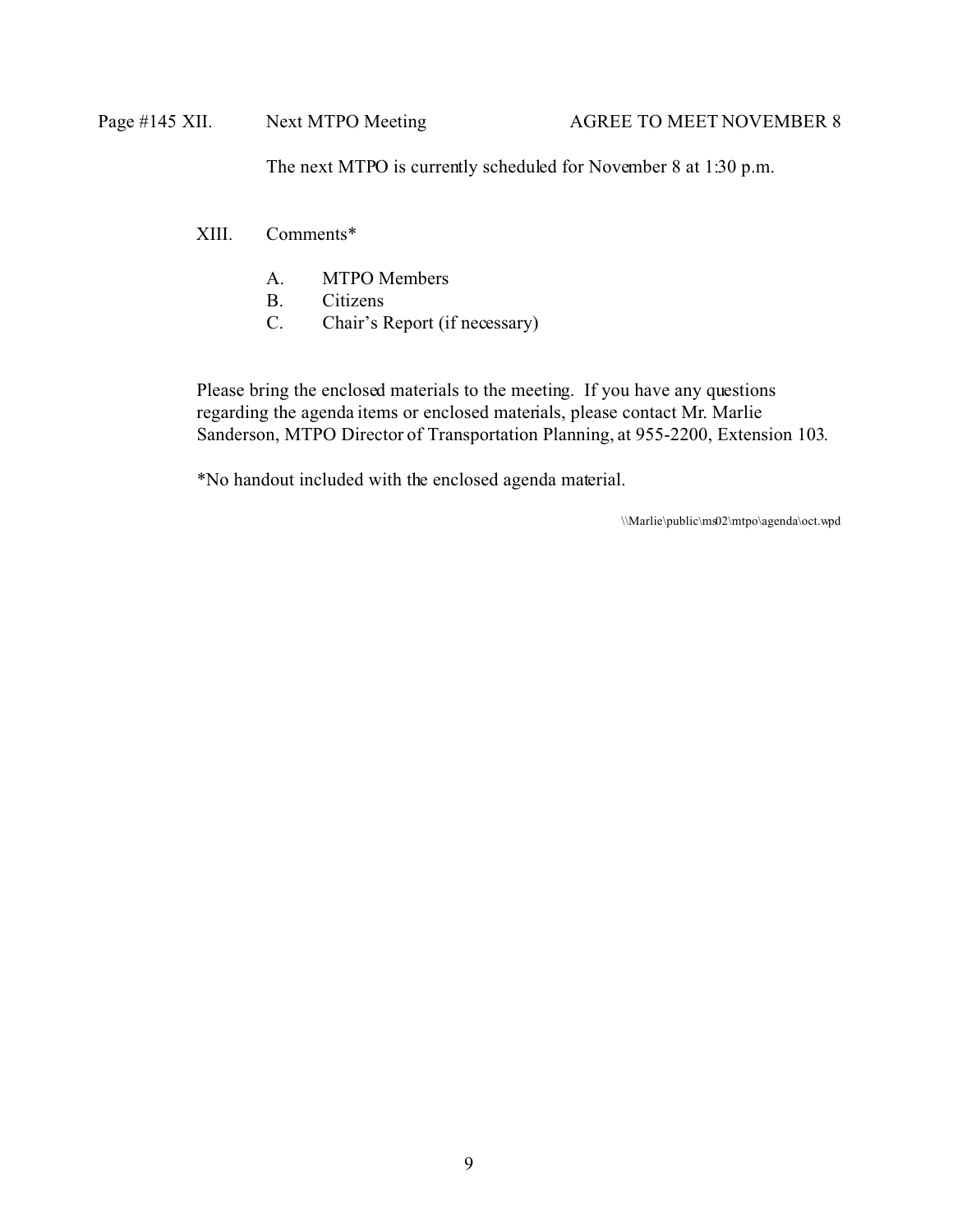Page #145 XII. Next MTPO Meeting AGREE TO MEET NOVEMBER 8

The next MTPO is currently scheduled for November 8 at 1:30 p.m.

XIII. Comments*

A. MTPO Members
B. Citizens
C. Chair's Report (if necessary)

Please bring the enclosed materials to the meeting. If you have any questions regarding the agenda items or enclosed materials, please contact Mr. Marlie Sanderson, MTPO Director of Transportation Planning, at 955-2200, Extension 103.

*No handout included with the enclosed agenda material.

\\Marlie\public\ms02\mtpo\agenda\oct.wpd